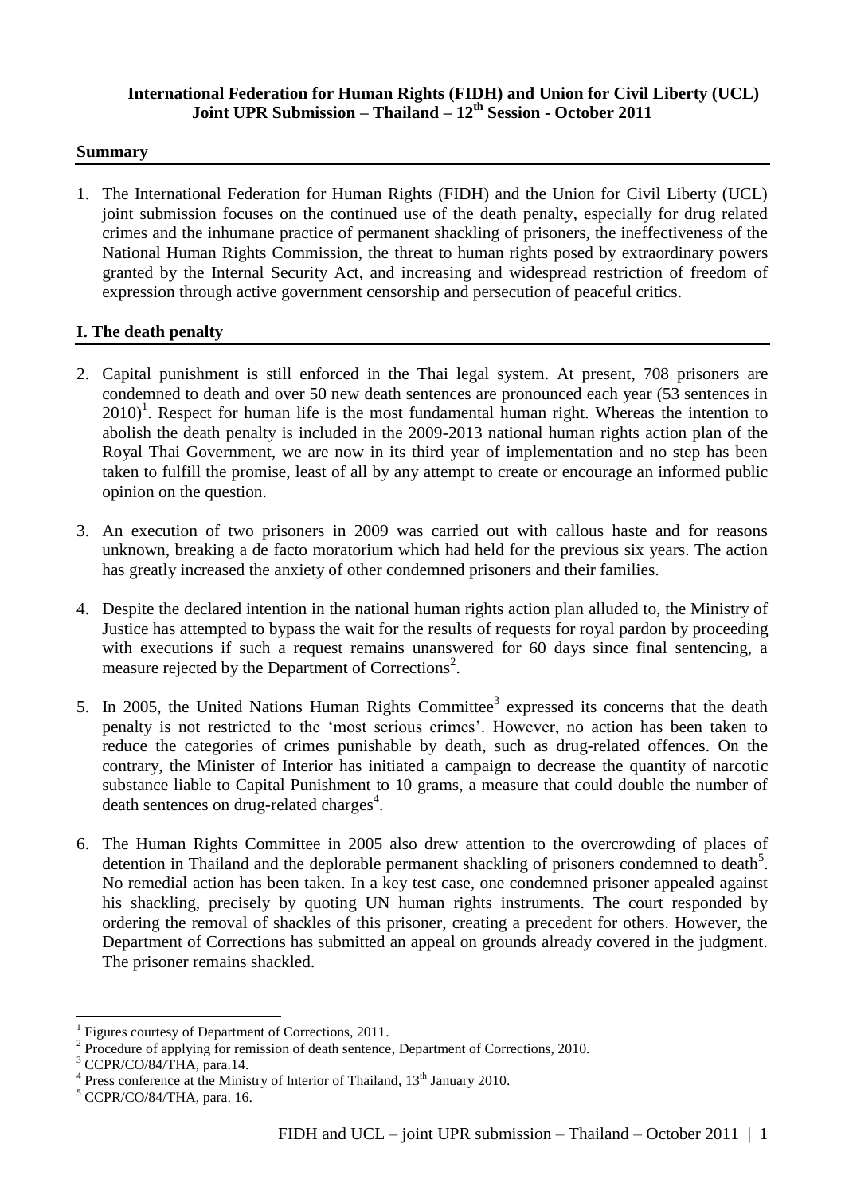**International Federation for Human Rights (FIDH) and Union for Civil Liberty (UCL) Joint UPR Submission – Thailand – 12th Session - October 2011**

## Summary

1. The International Federation for Human Rights (FIDH) and the Union for Civil Liberty (UCL) joint submission focuses on the continued use of the death penalty, especially for drug related crimes and the inhumane practice of permanent shackling of prisoners, the ineffectiveness of the National Human Rights Commission, the threat to human rights posed by extraordinary powers granted by the Internal Security Act, and increasing and widespread restriction of freedom of expression through active government censorship and persecution of peaceful critics.

## I. The death penalty

2. Capital punishment is still enforced in the Thai legal system. At present, 708 prisoners are condemned to death and over 50 new death sentences are pronounced each year (53 sentences in 2010)[1]. Respect for human life is the most fundamental human right. Whereas the intention to abolish the death penalty is included in the 2009-2013 national human rights action plan of the Royal Thai Government, we are now in its third year of implementation and no step has been taken to fulfill the promise, least of all by any attempt to create or encourage an informed public opinion on the question.

3. An execution of two prisoners in 2009 was carried out with callous haste and for reasons unknown, breaking a de facto moratorium which had held for the previous six years. The action has greatly increased the anxiety of other condemned prisoners and their families.

4. Despite the declared intention in the national human rights action plan alluded to, the Ministry of Justice has attempted to bypass the wait for the results of requests for royal pardon by proceeding with executions if such a request remains unanswered for 60 days since final sentencing, a measure rejected by the Department of Corrections[2].

5. In 2005, the United Nations Human Rights Committee[3] expressed its concerns that the death penalty is not restricted to the 'most serious crimes'. However, no action has been taken to reduce the categories of crimes punishable by death, such as drug-related offences. On the contrary, the Minister of Interior has initiated a campaign to decrease the quantity of narcotic substance liable to Capital Punishment to 10 grams, a measure that could double the number of death sentences on drug-related charges[4].

6. The Human Rights Committee in 2005 also drew attention to the overcrowding of places of detention in Thailand and the deplorable permanent shackling of prisoners condemned to death[5]. No remedial action has been taken. In a key test case, one condemned prisoner appealed against his shackling, precisely by quoting UN human rights instruments. The court responded by ordering the removal of shackles of this prisoner, creating a precedent for others. However, the Department of Corrections has submitted an appeal on grounds already covered in the judgment. The prisoner remains shackled.

---

[1] Figures courtesy of Department of Corrections, 2011.

[2] Procedure of applying for remission of death sentence, Department of Corrections, 2010.

[3] CCPR/CO/84/THA, para.14.

[4] Press conference at the Ministry of Interior of Thailand, 13th January 2010.

[5] CCPR/CO/84/THA, para. 16.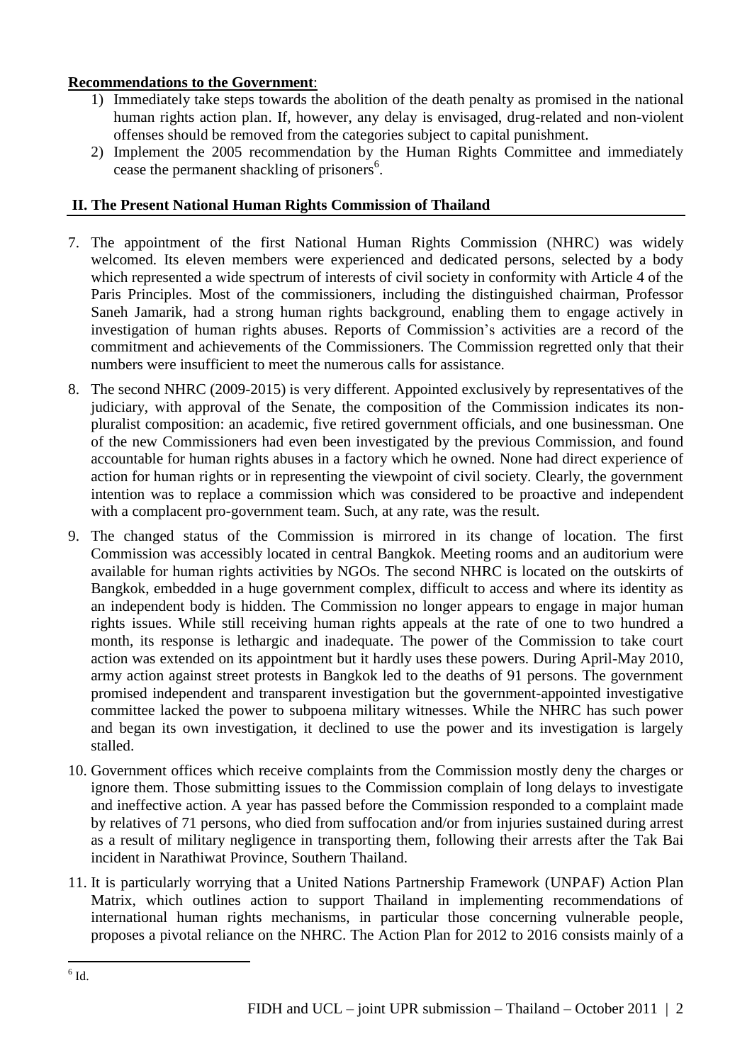**Recommendations to the Government**:

1) Immediately take steps towards the abolition of the death penalty as promised in the national human rights action plan. If, however, any delay is envisaged, drug-related and non-violent offenses should be removed from the categories subject to capital punishment.
2) Implement the 2005 recommendation by the Human Rights Committee and immediately cease the permanent shackling of prisoners[6].

## II. The Present National Human Rights Commission of Thailand

7. The appointment of the first National Human Rights Commission (NHRC) was widely welcomed. Its eleven members were experienced and dedicated persons, selected by a body which represented a wide spectrum of interests of civil society in conformity with Article 4 of the Paris Principles. Most of the commissioners, including the distinguished chairman, Professor Saneh Jamarik, had a strong human rights background, enabling them to engage actively in investigation of human rights abuses. Reports of Commission's activities are a record of the commitment and achievements of the Commissioners. The Commission regretted only that their numbers were insufficient to meet the numerous calls for assistance.

8. The second NHRC (2009-2015) is very different. Appointed exclusively by representatives of the judiciary, with approval of the Senate, the composition of the Commission indicates its non-pluralist composition: an academic, five retired government officials, and one businessman. One of the new Commissioners had even been investigated by the previous Commission, and found accountable for human rights abuses in a factory which he owned. None had direct experience of action for human rights or in representing the viewpoint of civil society. Clearly, the government intention was to replace a commission which was considered to be proactive and independent with a complacent pro-government team. Such, at any rate, was the result.

9. The changed status of the Commission is mirrored in its change of location. The first Commission was accessibly located in central Bangkok. Meeting rooms and an auditorium were available for human rights activities by NGOs. The second NHRC is located on the outskirts of Bangkok, embedded in a huge government complex, difficult to access and where its identity as an independent body is hidden. The Commission no longer appears to engage in major human rights issues. While still receiving human rights appeals at the rate of one to two hundred a month, its response is lethargic and inadequate. The power of the Commission to take court action was extended on its appointment but it hardly uses these powers. During April-May 2010, army action against street protests in Bangkok led to the deaths of 91 persons. The government promised independent and transparent investigation but the government-appointed investigative committee lacked the power to subpoena military witnesses. While the NHRC has such power and began its own investigation, it declined to use the power and its investigation is largely stalled.

10. Government offices which receive complaints from the Commission mostly deny the charges or ignore them. Those submitting issues to the Commission complain of long delays to investigate and ineffective action. A year has passed before the Commission responded to a complaint made by relatives of 71 persons, who died from suffocation and/or from injuries sustained during arrest as a result of military negligence in transporting them, following their arrests after the Tak Bai incident in Narathiwat Province, Southern Thailand.

11. It is particularly worrying that a United Nations Partnership Framework (UNPAF) Action Plan Matrix, which outlines action to support Thailand in implementing recommendations of international human rights mechanisms, in particular those concerning vulnerable people, proposes a pivotal reliance on the NHRC. The Action Plan for 2012 to 2016 consists mainly of a

[6] Id.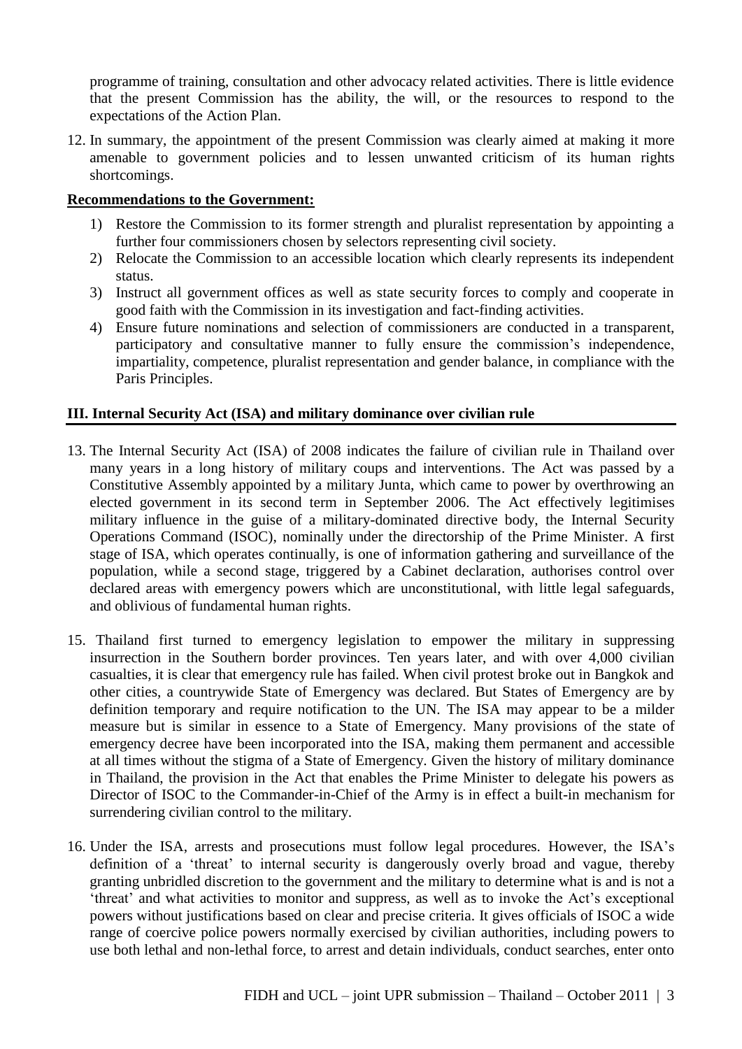programme of training, consultation and other advocacy related activities. There is little evidence that the present Commission has the ability, the will, or the resources to respond to the expectations of the Action Plan.

12. In summary, the appointment of the present Commission was clearly aimed at making it more amenable to government policies and to lessen unwanted criticism of its human rights shortcomings.

**Recommendations to the Government:**

1) Restore the Commission to its former strength and pluralist representation by appointing a further four commissioners chosen by selectors representing civil society.
2) Relocate the Commission to an accessible location which clearly represents its independent status.
3) Instruct all government offices as well as state security forces to comply and cooperate in good faith with the Commission in its investigation and fact-finding activities.
4) Ensure future nominations and selection of commissioners are conducted in a transparent, participatory and consultative manner to fully ensure the commission's independence, impartiality, competence, pluralist representation and gender balance, in compliance with the Paris Principles.

## III. Internal Security Act (ISA) and military dominance over civilian rule

13. The Internal Security Act (ISA) of 2008 indicates the failure of civilian rule in Thailand over many years in a long history of military coups and interventions. The Act was passed by a Constitutive Assembly appointed by a military Junta, which came to power by overthrowing an elected government in its second term in September 2006. The Act effectively legitimises military influence in the guise of a military-dominated directive body, the Internal Security Operations Command (ISOC), nominally under the directorship of the Prime Minister. A first stage of ISA, which operates continually, is one of information gathering and surveillance of the population, while a second stage, triggered by a Cabinet declaration, authorises control over declared areas with emergency powers which are unconstitutional, with little legal safeguards, and oblivious of fundamental human rights.

15. Thailand first turned to emergency legislation to empower the military in suppressing insurrection in the Southern border provinces. Ten years later, and with over 4,000 civilian casualties, it is clear that emergency rule has failed. When civil protest broke out in Bangkok and other cities, a countrywide State of Emergency was declared. But States of Emergency are by definition temporary and require notification to the UN. The ISA may appear to be a milder measure but is similar in essence to a State of Emergency. Many provisions of the state of emergency decree have been incorporated into the ISA, making them permanent and accessible at all times without the stigma of a State of Emergency. Given the history of military dominance in Thailand, the provision in the Act that enables the Prime Minister to delegate his powers as Director of ISOC to the Commander-in-Chief of the Army is in effect a built-in mechanism for surrendering civilian control to the military.

16. Under the ISA, arrests and prosecutions must follow legal procedures. However, the ISA's definition of a 'threat' to internal security is dangerously overly broad and vague, thereby granting unbridled discretion to the government and the military to determine what is and is not a 'threat' and what activities to monitor and suppress, as well as to invoke the Act's exceptional powers without justifications based on clear and precise criteria. It gives officials of ISOC a wide range of coercive police powers normally exercised by civilian authorities, including powers to use both lethal and non-lethal force, to arrest and detain individuals, conduct searches, enter onto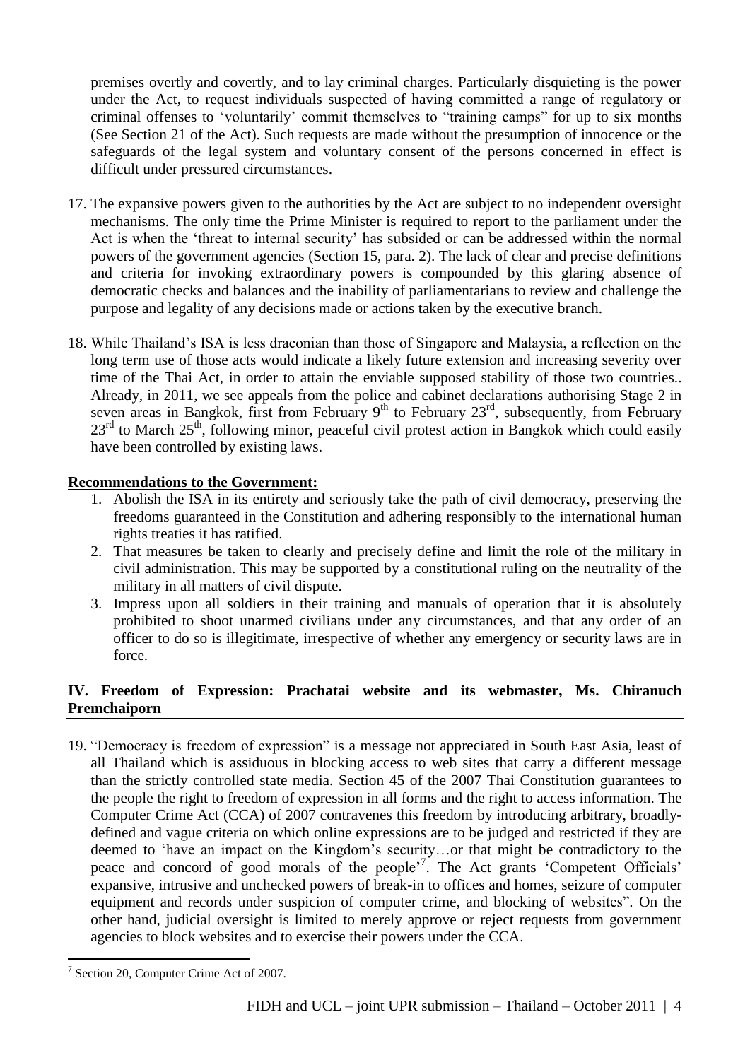premises overtly and covertly, and to lay criminal charges. Particularly disquieting is the power under the Act, to request individuals suspected of having committed a range of regulatory or criminal offenses to 'voluntarily' commit themselves to "training camps" for up to six months (See Section 21 of the Act). Such requests are made without the presumption of innocence or the safeguards of the legal system and voluntary consent of the persons concerned in effect is difficult under pressured circumstances.

17. The expansive powers given to the authorities by the Act are subject to no independent oversight mechanisms. The only time the Prime Minister is required to report to the parliament under the Act is when the 'threat to internal security' has subsided or can be addressed within the normal powers of the government agencies (Section 15, para. 2). The lack of clear and precise definitions and criteria for invoking extraordinary powers is compounded by this glaring absence of democratic checks and balances and the inability of parliamentarians to review and challenge the purpose and legality of any decisions made or actions taken by the executive branch.

18. While Thailand's ISA is less draconian than those of Singapore and Malaysia, a reflection on the long term use of those acts would indicate a likely future extension and increasing severity over time of the Thai Act, in order to attain the enviable supposed stability of those two countries.. Already, in 2011, we see appeals from the police and cabinet declarations authorising Stage 2 in seven areas in Bangkok, first from February 9th to February 23rd, subsequently, from February 23rd to March 25th, following minor, peaceful civil protest action in Bangkok which could easily have been controlled by existing laws.

**Recommendations to the Government:**

1. Abolish the ISA in its entirety and seriously take the path of civil democracy, preserving the freedoms guaranteed in the Constitution and adhering responsibly to the international human rights treaties it has ratified.
2. That measures be taken to clearly and precisely define and limit the role of the military in civil administration. This may be supported by a constitutional ruling on the neutrality of the military in all matters of civil dispute.
3. Impress upon all soldiers in their training and manuals of operation that it is absolutely prohibited to shoot unarmed civilians under any circumstances, and that any order of an officer to do so is illegitimate, irrespective of whether any emergency or security laws are in force.

## IV. Freedom of Expression: Prachatai website and its webmaster, Ms. Chiranuch Premchaiporn

19. "Democracy is freedom of expression" is a message not appreciated in South East Asia, least of all Thailand which is assiduous in blocking access to web sites that carry a different message than the strictly controlled state media. Section 45 of the 2007 Thai Constitution guarantees to the people the right to freedom of expression in all forms and the right to access information. The Computer Crime Act (CCA) of 2007 contravenes this freedom by introducing arbitrary, broadly-defined and vague criteria on which online expressions are to be judged and restricted if they are deemed to 'have an impact on the Kingdom's security…or that might be contradictory to the peace and concord of good morals of the people'[7]. The Act grants 'Competent Officials' expansive, intrusive and unchecked powers of break-in to offices and homes, seizure of computer equipment and records under suspicion of computer crime, and blocking of websites". On the other hand, judicial oversight is limited to merely approve or reject requests from government agencies to block websites and to exercise their powers under the CCA.

[7] Section 20, Computer Crime Act of 2007.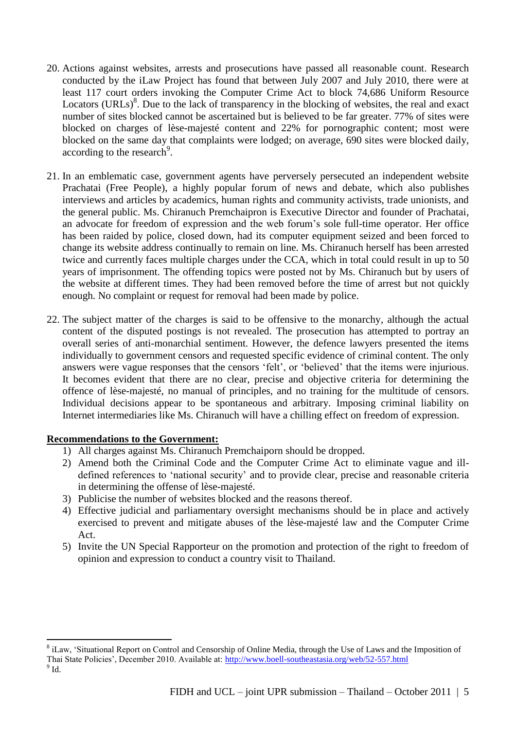20. Actions against websites, arrests and prosecutions have passed all reasonable count. Research conducted by the iLaw Project has found that between July 2007 and July 2010, there were at least 117 court orders invoking the Computer Crime Act to block 74,686 Uniform Resource Locators (URLs)[8]. Due to the lack of transparency in the blocking of websites, the real and exact number of sites blocked cannot be ascertained but is believed to be far greater. 77% of sites were blocked on charges of lèse-majesté content and 22% for pornographic content; most were blocked on the same day that complaints were lodged; on average, 690 sites were blocked daily, according to the research[9].

21. In an emblematic case, government agents have perversely persecuted an independent website Prachatai (Free People), a highly popular forum of news and debate, which also publishes interviews and articles by academics, human rights and community activists, trade unionists, and the general public. Ms. Chiranuch Premchaipron is Executive Director and founder of Prachatai, an advocate for freedom of expression and the web forum's sole full-time operator. Her office has been raided by police, closed down, had its computer equipment seized and been forced to change its website address continually to remain on line. Ms. Chiranuch herself has been arrested twice and currently faces multiple charges under the CCA, which in total could result in up to 50 years of imprisonment. The offending topics were posted not by Ms. Chiranuch but by users of the website at different times. They had been removed before the time of arrest but not quickly enough. No complaint or request for removal had been made by police.

22. The subject matter of the charges is said to be offensive to the monarchy, although the actual content of the disputed postings is not revealed. The prosecution has attempted to portray an overall series of anti-monarchial sentiment. However, the defence lawyers presented the items individually to government censors and requested specific evidence of criminal content. The only answers were vague responses that the censors 'felt', or 'believed' that the items were injurious. It becomes evident that there are no clear, precise and objective criteria for determining the offence of lèse-majesté, no manual of principles, and no training for the multitude of censors. Individual decisions appear to be spontaneous and arbitrary. Imposing criminal liability on Internet intermediaries like Ms. Chiranuch will have a chilling effect on freedom of expression.

**Recommendations to the Government:**

1) All charges against Ms. Chiranuch Premchaiporn should be dropped.
2) Amend both the Criminal Code and the Computer Crime Act to eliminate vague and ill-defined references to 'national security' and to provide clear, precise and reasonable criteria in determining the offense of lèse-majesté.
3) Publicise the number of websites blocked and the reasons thereof.
4) Effective judicial and parliamentary oversight mechanisms should be in place and actively exercised to prevent and mitigate abuses of the lèse-majesté law and the Computer Crime Act.
5) Invite the UN Special Rapporteur on the promotion and protection of the right to freedom of opinion and expression to conduct a country visit to Thailand.

---

[8] iLaw, 'Situational Report on Control and Censorship of Online Media, through the Use of Laws and the Imposition of Thai State Policies', December 2010. Available at: http://www.boell-southeastasia.org/web/52-557.html

[9] Id.